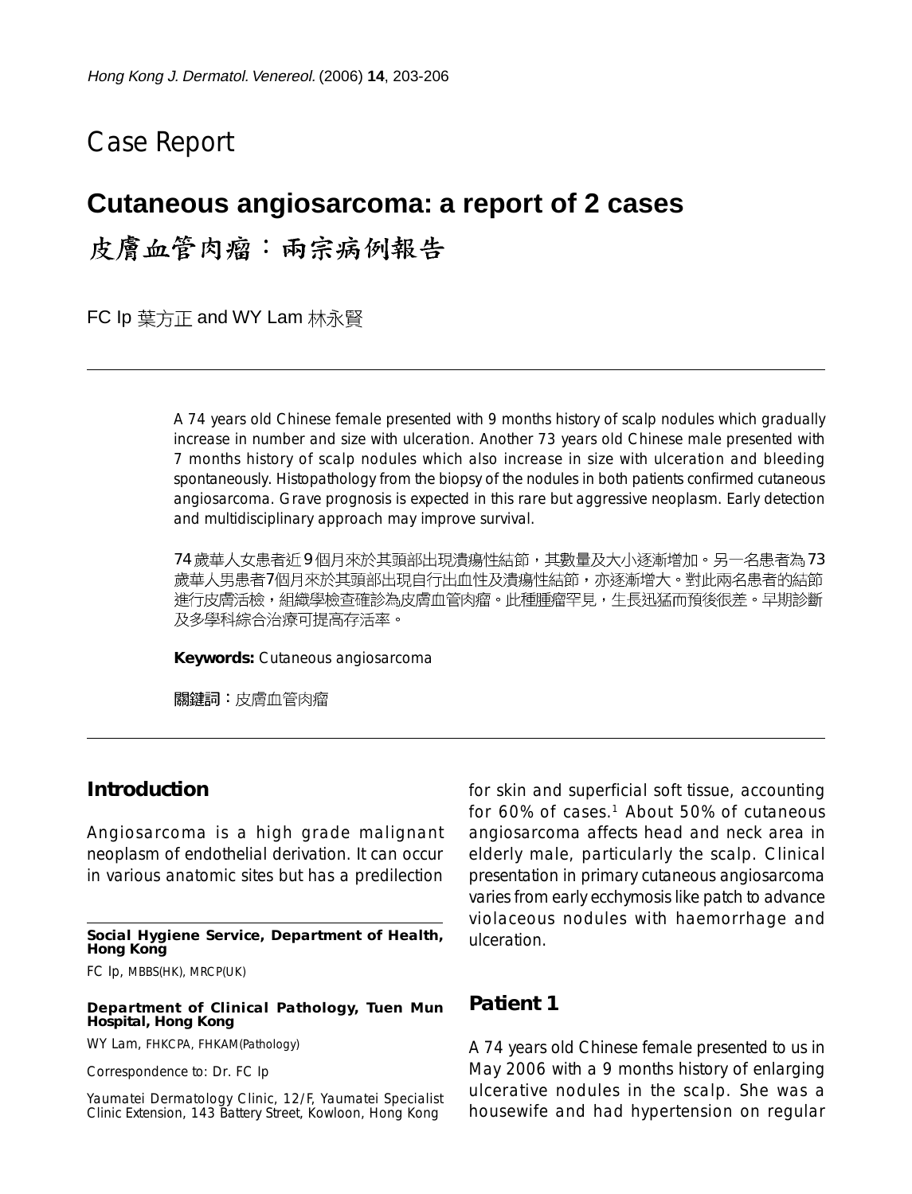# Case Report

## Cutaneous angiosarcoma: a report of 2 cases

## 皮膚血管肉瘤：兩宗病例報告

FC Ip 葉方正 and WY Lam 林永賢

A 74 years old Chinese female presented with 9 months history of scalp nodules which gradually increase in number and size with ulceration. Another 73 years old Chinese male presented with 7 months history of scalp nodules which also increase in size with ulceration and bleeding spontaneously. Histopathology from the biopsy of the nodules in both patients confirmed cutaneous angiosarcoma. Grave prognosis is expected in this rare but aggressive neoplasm. Early detection and multidisciplinary approach may improve survival.

74歲華人女患者近9個月來於其頭部出現潰瘍性結節，其數量及大小逐漸增加。另一名患者為73歲華人男患者7個月來於其頭部出現自行出血性及潰瘍性結節，亦逐漸增大。對此兩名患者的結節進行皮膚活檢，組織學檢查確診為皮膚血管肉瘤。此種腫瘤罕見，生長迅猛而預後很差。早期診斷及多學科綜合治療可提高存活率。

**Keywords:** Cutaneous angiosarcoma

關鍵詞：皮膚血管肉瘤

## Introduction

Angiosarcoma is a high grade malignant neoplasm of endothelial derivation. It can occur in various anatomic sites but has a predilection for skin and superficial soft tissue, accounting for 60% of cases.[1] About 50% of cutaneous angiosarcoma affects head and neck area in elderly male, particularly the scalp. Clinical presentation in primary cutaneous angiosarcoma varies from early ecchymosis like patch to advance violaceous nodules with haemorrhage and ulceration.

## Patient 1

A 74 years old Chinese female presented to us in May 2006 with a 9 months history of enlarging ulcerative nodules in the scalp. She was a housewife and had hypertension on regular

**Social Hygiene Service, Department of Health, Hong Kong**

FC Ip, MBBS(HK), MRCP(UK)

**Department of Clinical Pathology, Tuen Mun Hospital, Hong Kong**

WY Lam, FHKCPA, FHKAM(Pathology)

Correspondence to: Dr. FC Ip

Yaumatei Dermatology Clinic, 12/F, Yaumatei Specialist Clinic Extension, 143 Battery Street, Kowloon, Hong Kong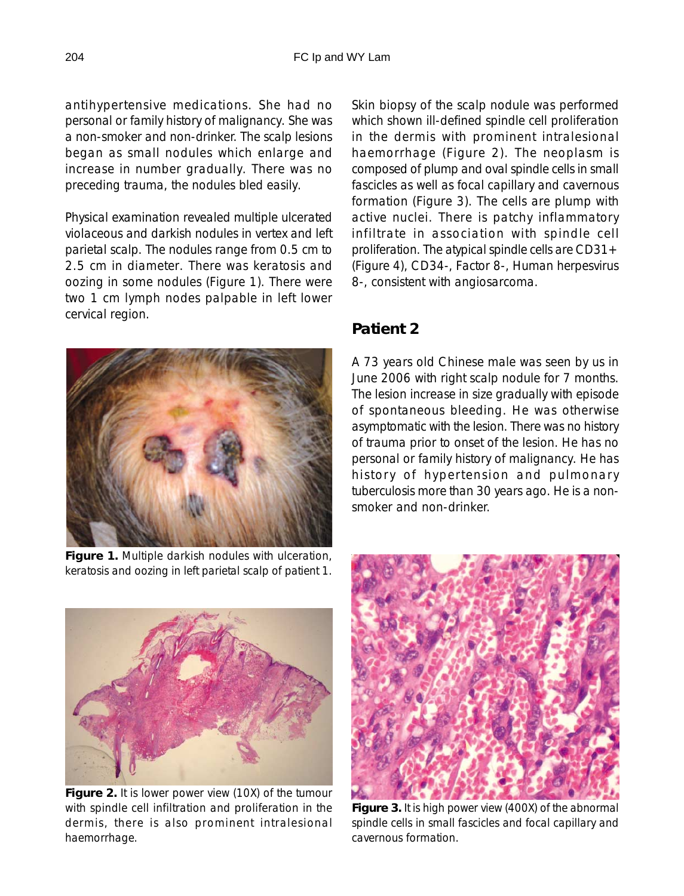antihypertensive medications. She had no personal or family history of malignancy. She was a non-smoker and non-drinker. The scalp lesions began as small nodules which enlarge and increase in number gradually. There was no preceding trauma, the nodules bled easily.

Physical examination revealed multiple ulcerated violaceous and darkish nodules in vertex and left parietal scalp. The nodules range from 0.5 cm to 2.5 cm in diameter. There was keratosis and oozing in some nodules (Figure 1). There were two 1 cm lymph nodes palpable in left lower cervical region.

**Figure 1.** Multiple darkish nodules with ulceration, keratosis and oozing in left parietal scalp of patient 1.

**Figure 2.** It is lower power view (10X) of the tumour with spindle cell infiltration and proliferation in the dermis, there is also prominent intralesional haemorrhage.

Skin biopsy of the scalp nodule was performed which shown ill-defined spindle cell proliferation in the dermis with prominent intralesional haemorrhage (Figure 2). The neoplasm is composed of plump and oval spindle cells in small fascicles as well as focal capillary and cavernous formation (Figure 3). The cells are plump with active nuclei. There is patchy inflammatory infiltrate in association with spindle cell proliferation. The atypical spindle cells are CD31+ (Figure 4), CD34-, Factor 8-, Human herpesvirus 8-, consistent with angiosarcoma.

## Patient 2

A 73 years old Chinese male was seen by us in June 2006 with right scalp nodule for 7 months. The lesion increase in size gradually with episode of spontaneous bleeding. He was otherwise asymptomatic with the lesion. There was no history of trauma prior to onset of the lesion. He has no personal or family history of malignancy. He has history of hypertension and pulmonary tuberculosis more than 30 years ago. He is a non-smoker and non-drinker.

**Figure 3.** It is high power view (400X) of the abnormal spindle cells in small fascicles and focal capillary and cavernous formation.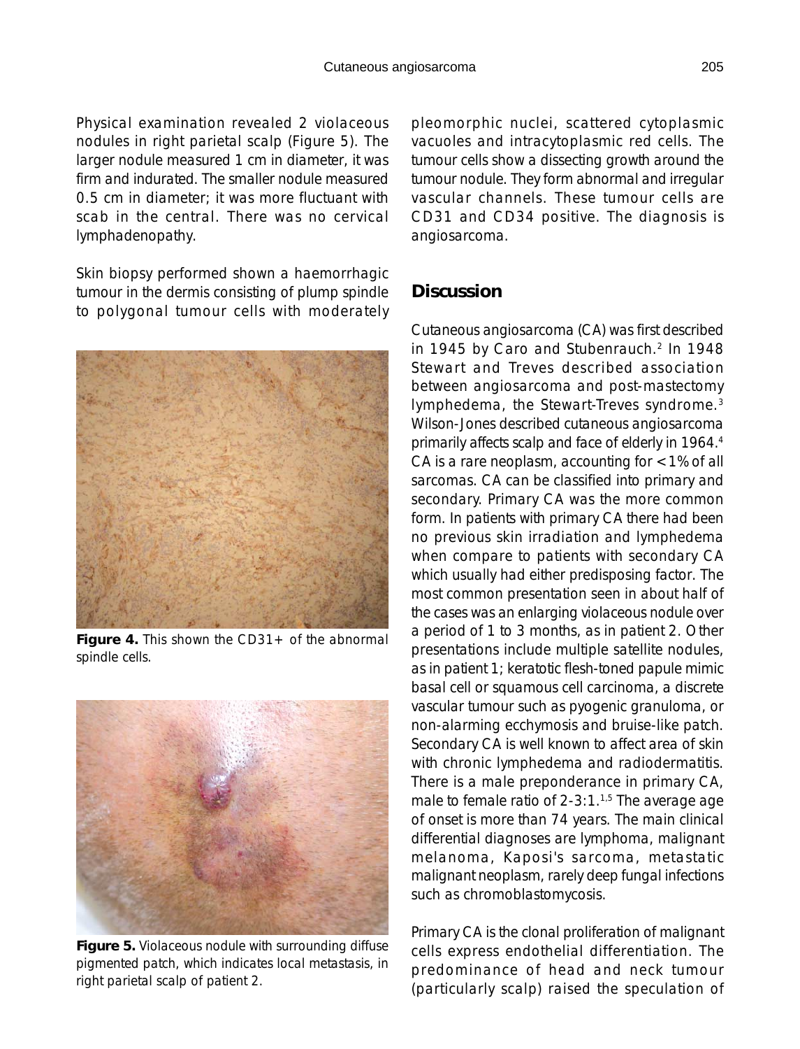Physical examination revealed 2 violaceous nodules in right parietal scalp (Figure 5). The larger nodule measured 1 cm in diameter, it was firm and indurated. The smaller nodule measured 0.5 cm in diameter; it was more fluctuant with scab in the central. There was no cervical lymphadenopathy.

Skin biopsy performed shown a haemorrhagic tumour in the dermis consisting of plump spindle to polygonal tumour cells with moderately pleomorphic nuclei, scattered cytoplasmic vacuoles and intracytoplasmic red cells. The tumour cells show a dissecting growth around the tumour nodule. They form abnormal and irregular vascular channels. These tumour cells are CD31 and CD34 positive. The diagnosis is angiosarcoma.

**Figure 4.** This shown the CD31+ of the abnormal spindle cells.

**Figure 5.** Violaceous nodule with surrounding diffuse pigmented patch, which indicates local metastasis, in right parietal scalp of patient 2.

## Discussion

Cutaneous angiosarcoma (CA) was first described in 1945 by Caro and Stubenrauch.[2] In 1948 Stewart and Treves described association between angiosarcoma and post-mastectomy lymphedema, the Stewart-Treves syndrome.[3] Wilson-Jones described cutaneous angiosarcoma primarily affects scalp and face of elderly in 1964.[4] CA is a rare neoplasm, accounting for <1% of all sarcomas. CA can be classified into primary and secondary. Primary CA was the more common form. In patients with primary CA there had been no previous skin irradiation and lymphedema when compare to patients with secondary CA which usually had either predisposing factor. The most common presentation seen in about half of the cases was an enlarging violaceous nodule over a period of 1 to 3 months, as in patient 2. Other presentations include multiple satellite nodules, as in patient 1; keratotic flesh-toned papule mimic basal cell or squamous cell carcinoma, a discrete vascular tumour such as pyogenic granuloma, or non-alarming ecchymosis and bruise-like patch. Secondary CA is well known to affect area of skin with chronic lymphedema and radiodermatitis. There is a male preponderance in primary CA, male to female ratio of 2-3:1.[1,5] The average age of onset is more than 74 years. The main clinical differential diagnoses are lymphoma, malignant melanoma, Kaposi's sarcoma, metastatic malignant neoplasm, rarely deep fungal infections such as chromoblastomycosis.

Primary CA is the clonal proliferation of malignant cells express endothelial differentiation. The predominance of head and neck tumour (particularly scalp) raised the speculation of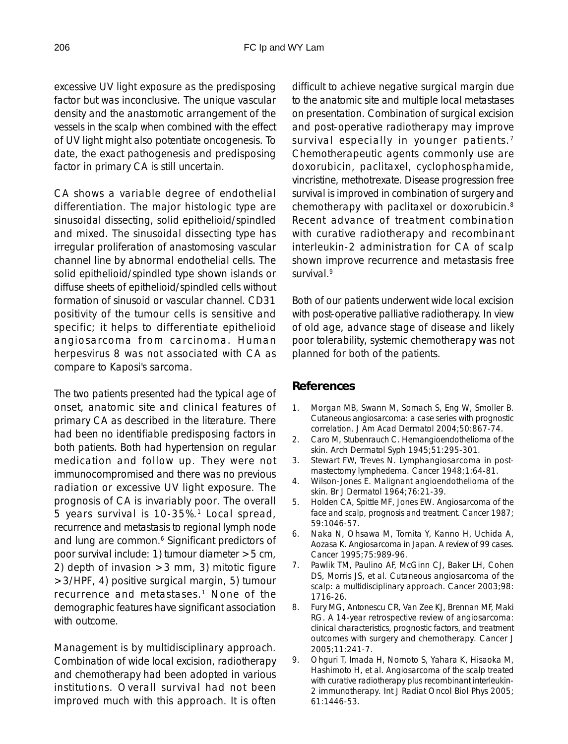excessive UV light exposure as the predisposing factor but was inconclusive. The unique vascular density and the anastomotic arrangement of the vessels in the scalp when combined with the effect of UV light might also potentiate oncogenesis. To date, the exact pathogenesis and predisposing factor in primary CA is still uncertain.

CA shows a variable degree of endothelial differentiation. The major histologic type are sinusoidal dissecting, solid epithelioid/spindled and mixed. The sinusoidal dissecting type has irregular proliferation of anastomosing vascular channel line by abnormal endothelial cells. The solid epithelioid/spindled type shown islands or diffuse sheets of epithelioid/spindled cells without formation of sinusoid or vascular channel. CD31 positivity of the tumour cells is sensitive and specific; it helps to differentiate epithelioid angiosarcoma from carcinoma. Human herpesvirus 8 was not associated with CA as compare to Kaposi's sarcoma.

The two patients presented had the typical age of onset, anatomic site and clinical features of primary CA as described in the literature. There had been no identifiable predisposing factors in both patients. Both had hypertension on regular medication and follow up. They were not immunocompromised and there was no previous radiation or excessive UV light exposure. The prognosis of CA is invariably poor. The overall 5 years survival is 10-35%.[1] Local spread, recurrence and metastasis to regional lymph node and lung are common.[6] Significant predictors of poor survival include: 1) tumour diameter >5 cm, 2) depth of invasion >3 mm, 3) mitotic figure >3/HPF, 4) positive surgical margin, 5) tumour recurrence and metastases.[1] None of the demographic features have significant association with outcome.

Management is by multidisciplinary approach. Combination of wide local excision, radiotherapy and chemotherapy had been adopted in various institutions. Overall survival had not been improved much with this approach. It is often difficult to achieve negative surgical margin due to the anatomic site and multiple local metastases on presentation. Combination of surgical excision and post-operative radiotherapy may improve survival especially in younger patients.[7] Chemotherapeutic agents commonly use are doxorubicin, paclitaxel, cyclophosphamide, vincristine, methotrexate. Disease progression free survival is improved in combination of surgery and chemotherapy with paclitaxel or doxorubicin.[8] Recent advance of treatment combination with curative radiotherapy and recombinant interleukin-2 administration for CA of scalp shown improve recurrence and metastasis free survival.[9]

Both of our patients underwent wide local excision with post-operative palliative radiotherapy. In view of old age, advance stage of disease and likely poor tolerability, systemic chemotherapy was not planned for both of the patients.

## References

1. Morgan MB, Swann M, Somach S, Eng W, Smoller B. Cutaneous angiosarcoma: a case series with prognostic correlation. J Am Acad Dermatol 2004;50:867-74.
2. Caro M, Stubenrauch C. Hemangioendothelioma of the skin. Arch Dermatol Syph 1945;51:295-301.
3. Stewart FW, Treves N. Lymphangiosarcoma in postmastectomy lymphedema. Cancer 1948;1:64-81.
4. Wilson-Jones E. Malignant angioendothelioma of the skin. Br J Dermatol 1964;76:21-39.
5. Holden CA, Spittle MF, Jones EW. Angiosarcoma of the face and scalp, prognosis and treatment. Cancer 1987; 59:1046-57.
6. Naka N, Ohsawa M, Tomita Y, Kanno H, Uchida A, Aozasa K. Angiosarcoma in Japan. A review of 99 cases. Cancer 1995;75:989-96.
7. Pawlik TM, Paulino AF, McGinn CJ, Baker LH, Cohen DS, Morris JS, et al. Cutaneous angiosarcoma of the scalp: a multidisciplinary approach. Cancer 2003;98: 1716-26.
8. Fury MG, Antonescu CR, Van Zee KJ, Brennan MF, Maki RG. A 14-year retrospective review of angiosarcoma: clinical characteristics, prognostic factors, and treatment outcomes with surgery and chemotherapy. Cancer J 2005;11:241-7.
9. Ohguri T, Imada H, Nomoto S, Yahara K, Hisaoka M, Hashimoto H, et al. Angiosarcoma of the scalp treated with curative radiotherapy plus recombinant interleukin-2 immunotherapy. Int J Radiat Oncol Biol Phys 2005; 61:1446-53.